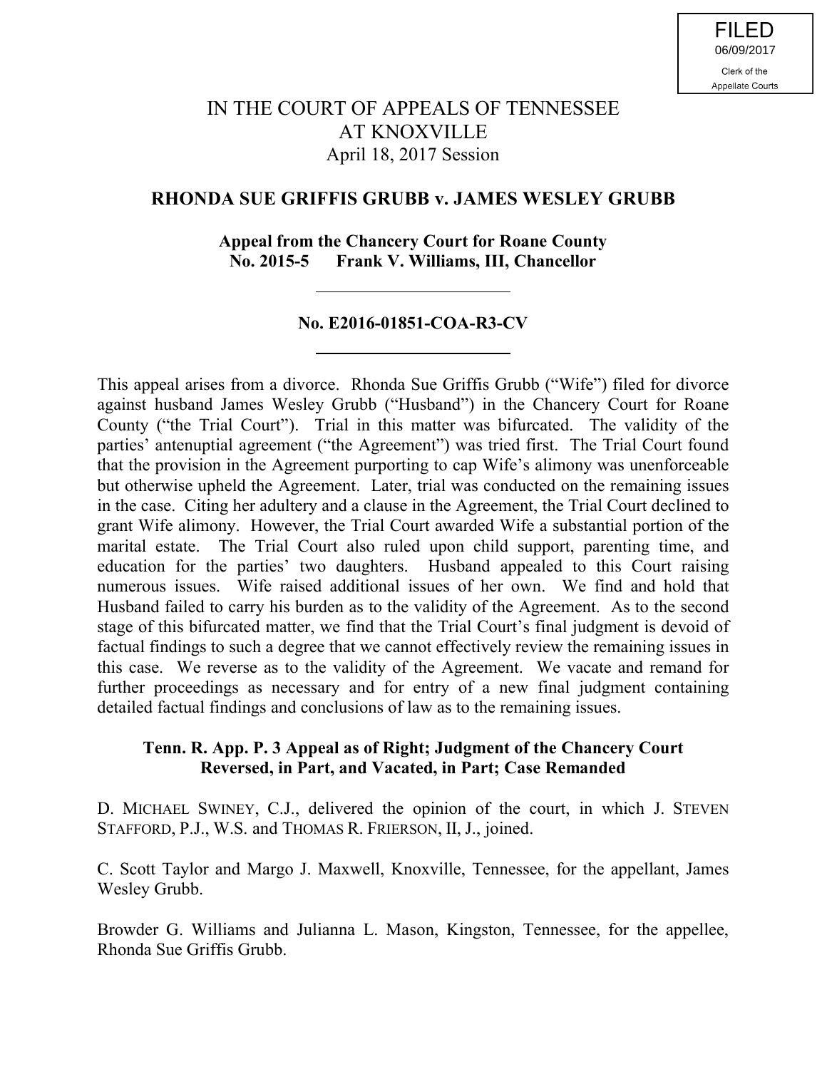FILED
06/09/2017
Clerk of the
Appellate Courts

# IN THE COURT OF APPEALS OF TENNESSEE AT KNOXVILLE

April 18, 2017 Session

## RHONDA SUE GRIFFIS GRUBB v. JAMES WESLEY GRUBB

**Appeal from the Chancery Court for Roane County**
**No. 2015-5 Frank V. Williams, III, Chancellor**

---

**No. E2016-01851-COA-R3-CV**

---

This appeal arises from a divorce. Rhonda Sue Griffis Grubb ("Wife") filed for divorce against husband James Wesley Grubb ("Husband") in the Chancery Court for Roane County ("the Trial Court"). Trial in this matter was bifurcated. The validity of the parties' antenuptial agreement ("the Agreement") was tried first. The Trial Court found that the provision in the Agreement purporting to cap Wife's alimony was unenforceable but otherwise upheld the Agreement. Later, trial was conducted on the remaining issues in the case. Citing her adultery and a clause in the Agreement, the Trial Court declined to grant Wife alimony. However, the Trial Court awarded Wife a substantial portion of the marital estate. The Trial Court also ruled upon child support, parenting time, and education for the parties' two daughters. Husband appealed to this Court raising numerous issues. Wife raised additional issues of her own. We find and hold that Husband failed to carry his burden as to the validity of the Agreement. As to the second stage of this bifurcated matter, we find that the Trial Court's final judgment is devoid of factual findings to such a degree that we cannot effectively review the remaining issues in this case. We reverse as to the validity of the Agreement. We vacate and remand for further proceedings as necessary and for entry of a new final judgment containing detailed factual findings and conclusions of law as to the remaining issues.

**Tenn. R. App. P. 3 Appeal as of Right; Judgment of the Chancery Court Reversed, in Part, and Vacated, in Part; Case Remanded**

D. MICHAEL SWINEY, C.J., delivered the opinion of the court, in which J. STEVEN STAFFORD, P.J., W.S. and THOMAS R. FRIERSON, II, J., joined.

C. Scott Taylor and Margo J. Maxwell, Knoxville, Tennessee, for the appellant, James Wesley Grubb.

Browder G. Williams and Julianna L. Mason, Kingston, Tennessee, for the appellee, Rhonda Sue Griffis Grubb.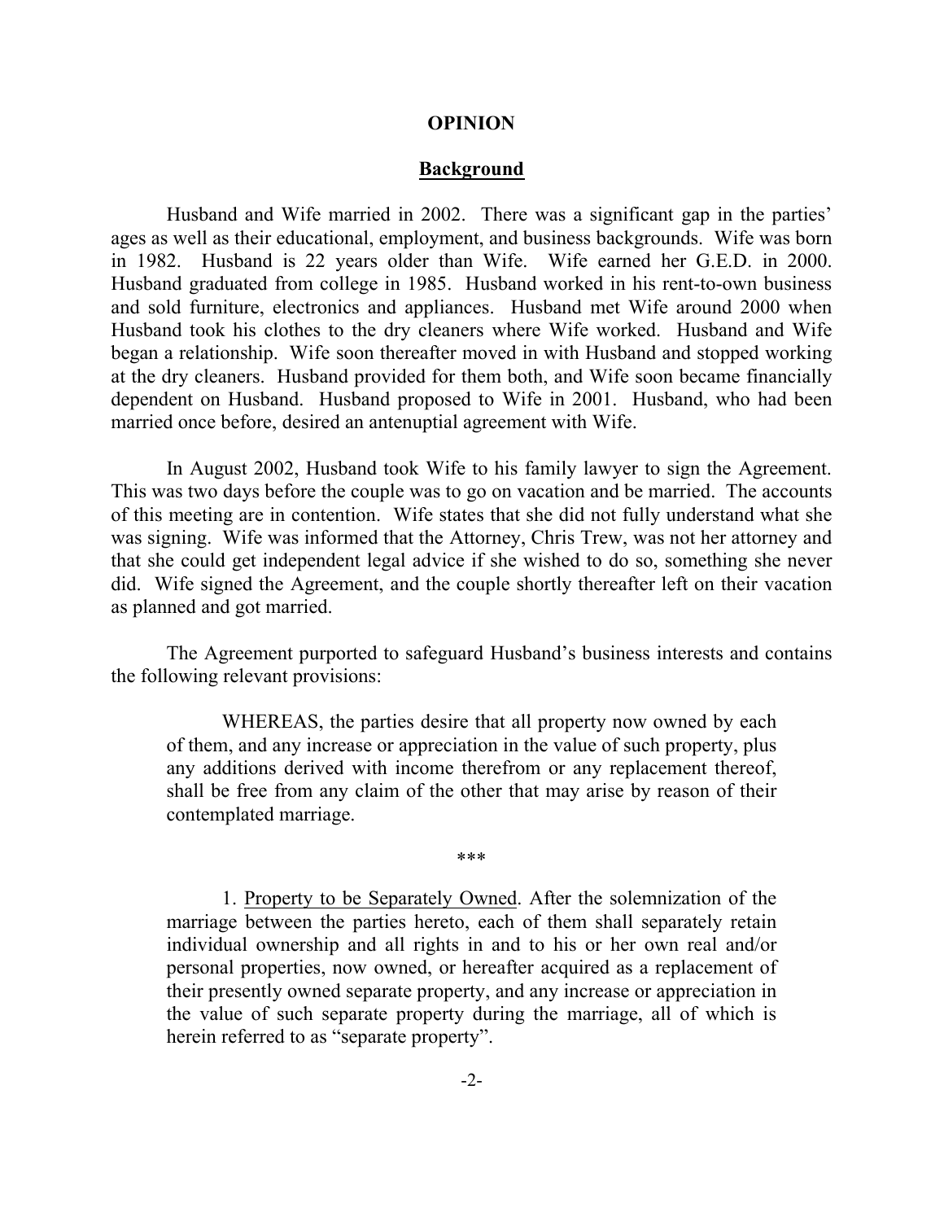## OPINION

### Background

Husband and Wife married in 2002. There was a significant gap in the parties' ages as well as their educational, employment, and business backgrounds. Wife was born in 1982. Husband is 22 years older than Wife. Wife earned her G.E.D. in 2000. Husband graduated from college in 1985. Husband worked in his rent-to-own business and sold furniture, electronics and appliances. Husband met Wife around 2000 when Husband took his clothes to the dry cleaners where Wife worked. Husband and Wife began a relationship. Wife soon thereafter moved in with Husband and stopped working at the dry cleaners. Husband provided for them both, and Wife soon became financially dependent on Husband. Husband proposed to Wife in 2001. Husband, who had been married once before, desired an antenuptial agreement with Wife.

In August 2002, Husband took Wife to his family lawyer to sign the Agreement. This was two days before the couple was to go on vacation and be married. The accounts of this meeting are in contention. Wife states that she did not fully understand what she was signing. Wife was informed that the Attorney, Chris Trew, was not her attorney and that she could get independent legal advice if she wished to do so, something she never did. Wife signed the Agreement, and the couple shortly thereafter left on their vacation as planned and got married.

The Agreement purported to safeguard Husband's business interests and contains the following relevant provisions:

> WHEREAS, the parties desire that all property now owned by each of them, and any increase or appreciation in the value of such property, plus any additions derived with income therefrom or any replacement thereof, shall be free from any claim of the other that may arise by reason of their contemplated marriage.
>
> \*\*\*
>
> 1. Property to be Separately Owned. After the solemnization of the marriage between the parties hereto, each of them shall separately retain individual ownership and all rights in and to his or her own real and/or personal properties, now owned, or hereafter acquired as a replacement of their presently owned separate property, and any increase or appreciation in the value of such separate property during the marriage, all of which is herein referred to as "separate property".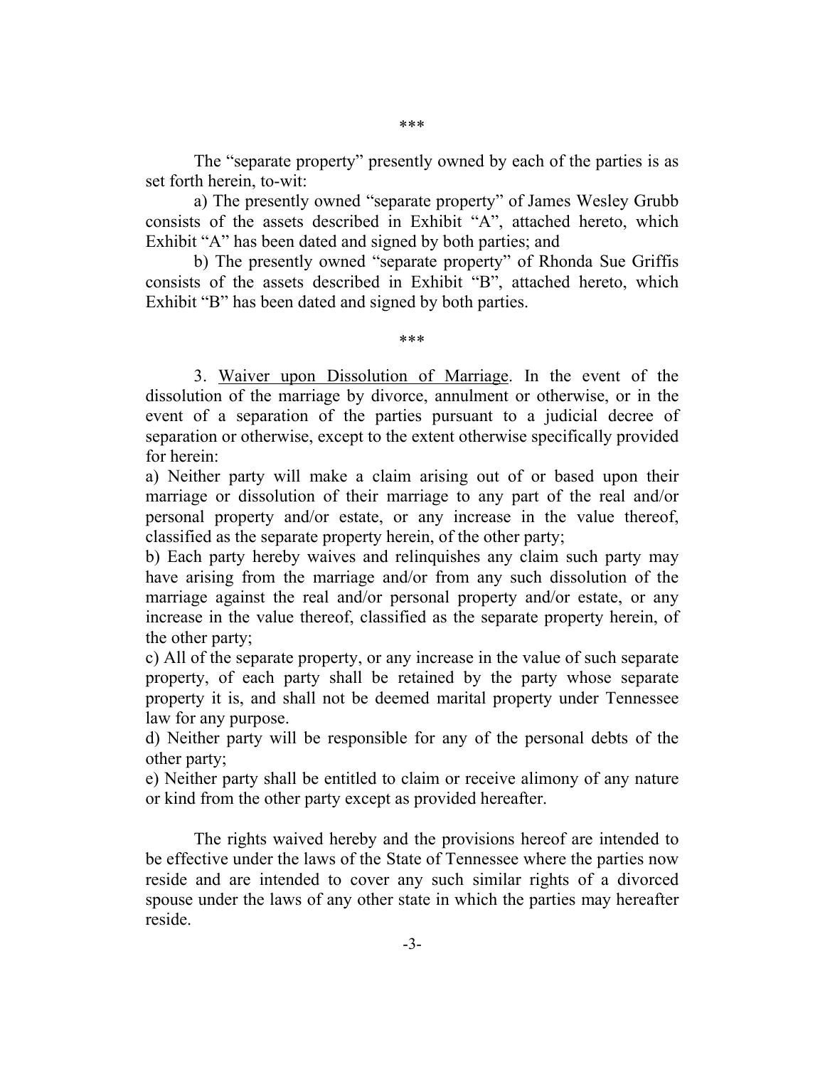\*\*\*

The "separate property" presently owned by each of the parties is as set forth herein, to-wit:

a) The presently owned "separate property" of James Wesley Grubb consists of the assets described in Exhibit "A", attached hereto, which Exhibit "A" has been dated and signed by both parties; and

b) The presently owned "separate property" of Rhonda Sue Griffis consists of the assets described in Exhibit "B", attached hereto, which Exhibit "B" has been dated and signed by both parties.

\*\*\*

3. Waiver upon Dissolution of Marriage. In the event of the dissolution of the marriage by divorce, annulment or otherwise, or in the event of a separation of the parties pursuant to a judicial decree of separation or otherwise, except to the extent otherwise specifically provided for herein:

a) Neither party will make a claim arising out of or based upon their marriage or dissolution of their marriage to any part of the real and/or personal property and/or estate, or any increase in the value thereof, classified as the separate property herein, of the other party;

b) Each party hereby waives and relinquishes any claim such party may have arising from the marriage and/or from any such dissolution of the marriage against the real and/or personal property and/or estate, or any increase in the value thereof, classified as the separate property herein, of the other party;

c) All of the separate property, or any increase in the value of such separate property, of each party shall be retained by the party whose separate property it is, and shall not be deemed marital property under Tennessee law for any purpose.

d) Neither party will be responsible for any of the personal debts of the other party;

e) Neither party shall be entitled to claim or receive alimony of any nature or kind from the other party except as provided hereafter.

The rights waived hereby and the provisions hereof are intended to be effective under the laws of the State of Tennessee where the parties now reside and are intended to cover any such similar rights of a divorced spouse under the laws of any other state in which the parties may hereafter reside.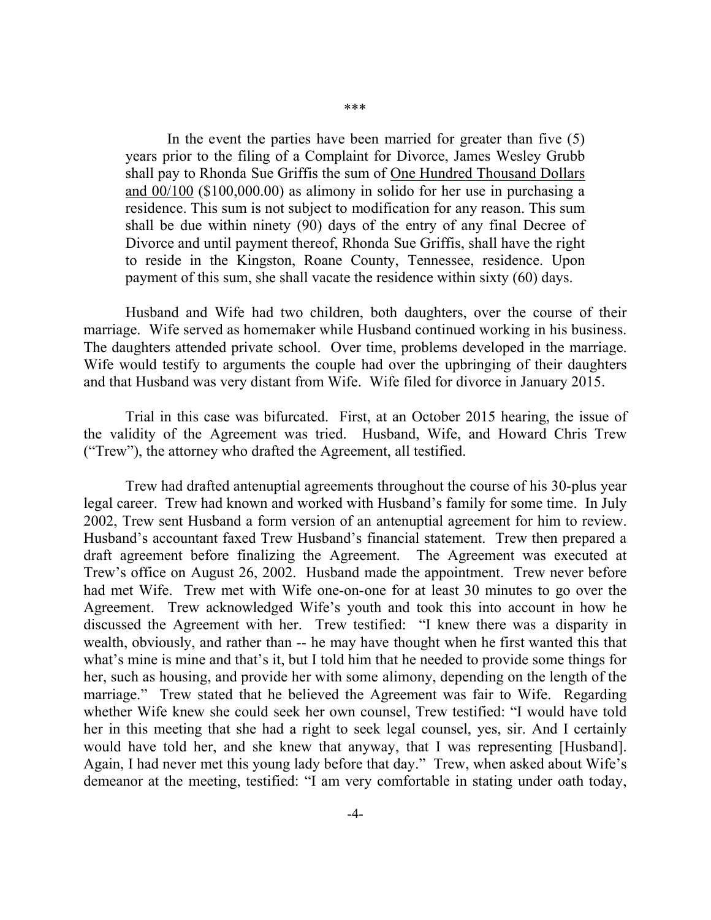\*\*\*

> In the event the parties have been married for greater than five (5) years prior to the filing of a Complaint for Divorce, James Wesley Grubb shall pay to Rhonda Sue Griffis the sum of <u>One Hundred Thousand Dollars and 00/100</u> ($100,000.00) as alimony in solido for her use in purchasing a residence. This sum is not subject to modification for any reason. This sum shall be due within ninety (90) days of the entry of any final Decree of Divorce and until payment thereof, Rhonda Sue Griffis, shall have the right to reside in the Kingston, Roane County, Tennessee, residence. Upon payment of this sum, she shall vacate the residence within sixty (60) days.

Husband and Wife had two children, both daughters, over the course of their marriage. Wife served as homemaker while Husband continued working in his business. The daughters attended private school. Over time, problems developed in the marriage. Wife would testify to arguments the couple had over the upbringing of their daughters and that Husband was very distant from Wife. Wife filed for divorce in January 2015.

Trial in this case was bifurcated. First, at an October 2015 hearing, the issue of the validity of the Agreement was tried. Husband, Wife, and Howard Chris Trew ("Trew"), the attorney who drafted the Agreement, all testified.

Trew had drafted antenuptial agreements throughout the course of his 30-plus year legal career. Trew had known and worked with Husband's family for some time. In July 2002, Trew sent Husband a form version of an antenuptial agreement for him to review. Husband's accountant faxed Trew Husband's financial statement. Trew then prepared a draft agreement before finalizing the Agreement. The Agreement was executed at Trew's office on August 26, 2002. Husband made the appointment. Trew never before had met Wife. Trew met with Wife one-on-one for at least 30 minutes to go over the Agreement. Trew acknowledged Wife's youth and took this into account in how he discussed the Agreement with her. Trew testified: "I knew there was a disparity in wealth, obviously, and rather than -- he may have thought when he first wanted this that what's mine is mine and that's it, but I told him that he needed to provide some things for her, such as housing, and provide her with some alimony, depending on the length of the marriage." Trew stated that he believed the Agreement was fair to Wife. Regarding whether Wife knew she could seek her own counsel, Trew testified: "I would have told her in this meeting that she had a right to seek legal counsel, yes, sir. And I certainly would have told her, and she knew that anyway, that I was representing [Husband]. Again, I had never met this young lady before that day." Trew, when asked about Wife's demeanor at the meeting, testified: "I am very comfortable in stating under oath today,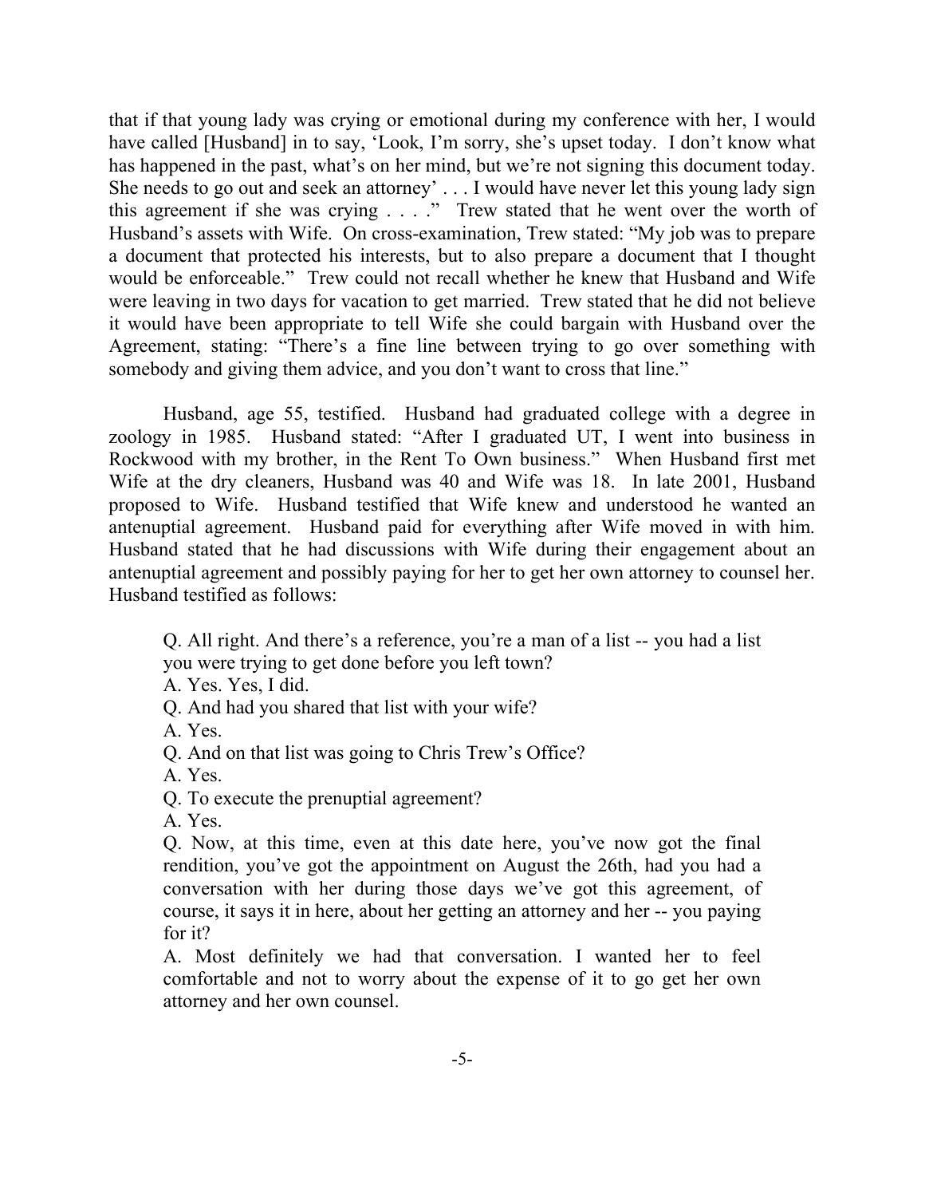that if that young lady was crying or emotional during my conference with her, I would have called [Husband] in to say, 'Look, I'm sorry, she's upset today. I don't know what has happened in the past, what's on her mind, but we're not signing this document today. She needs to go out and seek an attorney' . . . I would have never let this young lady sign this agreement if she was crying . . . ." Trew stated that he went over the worth of Husband's assets with Wife. On cross-examination, Trew stated: "My job was to prepare a document that protected his interests, but to also prepare a document that I thought would be enforceable." Trew could not recall whether he knew that Husband and Wife were leaving in two days for vacation to get married. Trew stated that he did not believe it would have been appropriate to tell Wife she could bargain with Husband over the Agreement, stating: "There's a fine line between trying to go over something with somebody and giving them advice, and you don't want to cross that line."

Husband, age 55, testified. Husband had graduated college with a degree in zoology in 1985. Husband stated: "After I graduated UT, I went into business in Rockwood with my brother, in the Rent To Own business." When Husband first met Wife at the dry cleaners, Husband was 40 and Wife was 18. In late 2001, Husband proposed to Wife. Husband testified that Wife knew and understood he wanted an antenuptial agreement. Husband paid for everything after Wife moved in with him. Husband stated that he had discussions with Wife during their engagement about an antenuptial agreement and possibly paying for her to get her own attorney to counsel her. Husband testified as follows:

> Q. All right. And there's a reference, you're a man of a list -- you had a list you were trying to get done before you left town?
>
> A. Yes. Yes, I did.
>
> Q. And had you shared that list with your wife?
>
> A. Yes.
>
> Q. And on that list was going to Chris Trew's Office?
>
> A. Yes.
>
> Q. To execute the prenuptial agreement?
>
> A. Yes.
>
> Q. Now, at this time, even at this date here, you've now got the final rendition, you've got the appointment on August the 26th, had you had a conversation with her during those days we've got this agreement, of course, it says it in here, about her getting an attorney and her -- you paying for it?
>
> A. Most definitely we had that conversation. I wanted her to feel comfortable and not to worry about the expense of it to go get her own attorney and her own counsel.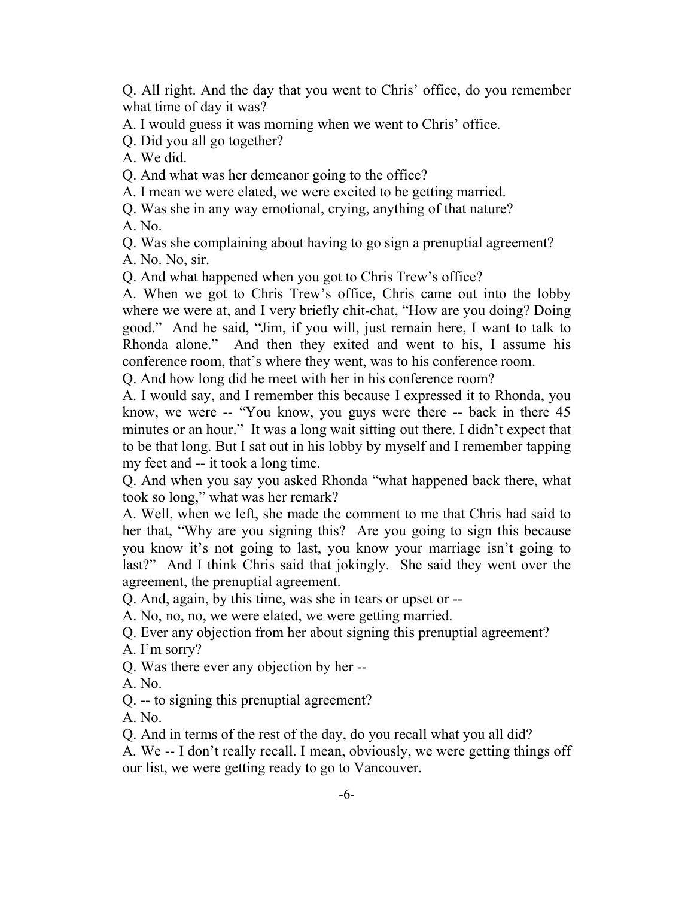Q. All right. And the day that you went to Chris' office, do you remember what time of day it was?

A. I would guess it was morning when we went to Chris' office.

Q. Did you all go together?

A. We did.

Q. And what was her demeanor going to the office?

A. I mean we were elated, we were excited to be getting married.

Q. Was she in any way emotional, crying, anything of that nature?

A. No.

Q. Was she complaining about having to go sign a prenuptial agreement?

A. No. No, sir.

Q. And what happened when you got to Chris Trew's office?

A. When we got to Chris Trew's office, Chris came out into the lobby where we were at, and I very briefly chit-chat, "How are you doing? Doing good." And he said, "Jim, if you will, just remain here, I want to talk to Rhonda alone." And then they exited and went to his, I assume his conference room, that's where they went, was to his conference room.

Q. And how long did he meet with her in his conference room?

A. I would say, and I remember this because I expressed it to Rhonda, you know, we were -- "You know, you guys were there -- back in there 45 minutes or an hour." It was a long wait sitting out there. I didn't expect that to be that long. But I sat out in his lobby by myself and I remember tapping my feet and -- it took a long time.

Q. And when you say you asked Rhonda "what happened back there, what took so long," what was her remark?

A. Well, when we left, she made the comment to me that Chris had said to her that, "Why are you signing this? Are you going to sign this because you know it's not going to last, you know your marriage isn't going to last?" And I think Chris said that jokingly. She said they went over the agreement, the prenuptial agreement.

Q. And, again, by this time, was she in tears or upset or --

A. No, no, no, we were elated, we were getting married.

Q. Ever any objection from her about signing this prenuptial agreement?

A. I'm sorry?

Q. Was there ever any objection by her --

A. No.

Q. -- to signing this prenuptial agreement?

A. No.

Q. And in terms of the rest of the day, do you recall what you all did?

A. We -- I don't really recall. I mean, obviously, we were getting things off our list, we were getting ready to go to Vancouver.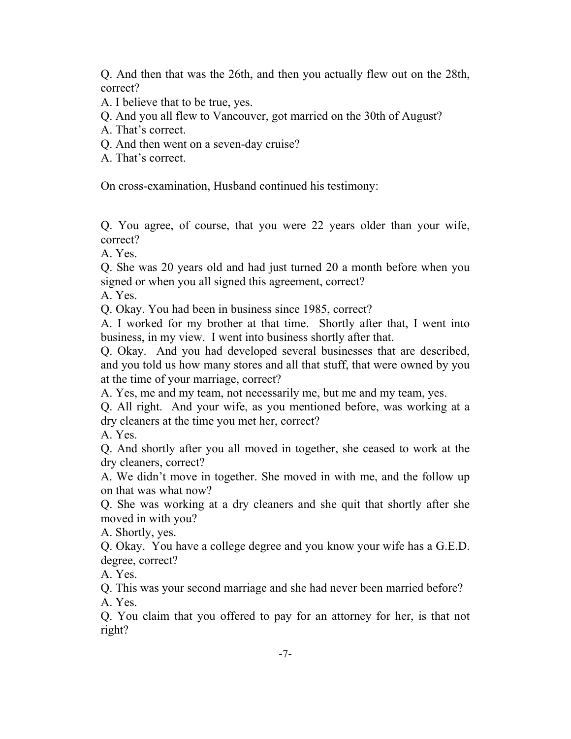Q. And then that was the 26th, and then you actually flew out on the 28th, correct?

A. I believe that to be true, yes.

Q. And you all flew to Vancouver, got married on the 30th of August?

A. That's correct.

Q. And then went on a seven-day cruise?

A. That's correct.

On cross-examination, Husband continued his testimony:

Q. You agree, of course, that you were 22 years older than your wife, correct?

A. Yes.

Q. She was 20 years old and had just turned 20 a month before when you signed or when you all signed this agreement, correct?

A. Yes.

Q. Okay. You had been in business since 1985, correct?

A. I worked for my brother at that time. Shortly after that, I went into business, in my view. I went into business shortly after that.

Q. Okay. And you had developed several businesses that are described, and you told us how many stores and all that stuff, that were owned by you at the time of your marriage, correct?

A. Yes, me and my team, not necessarily me, but me and my team, yes.

Q. All right. And your wife, as you mentioned before, was working at a dry cleaners at the time you met her, correct?

A. Yes.

Q. And shortly after you all moved in together, she ceased to work at the dry cleaners, correct?

A. We didn't move in together. She moved in with me, and the follow up on that was what now?

Q. She was working at a dry cleaners and she quit that shortly after she moved in with you?

A. Shortly, yes.

Q. Okay. You have a college degree and you know your wife has a G.E.D. degree, correct?

A. Yes.

Q. This was your second marriage and she had never been married before?

A. Yes.

Q. You claim that you offered to pay for an attorney for her, is that not right?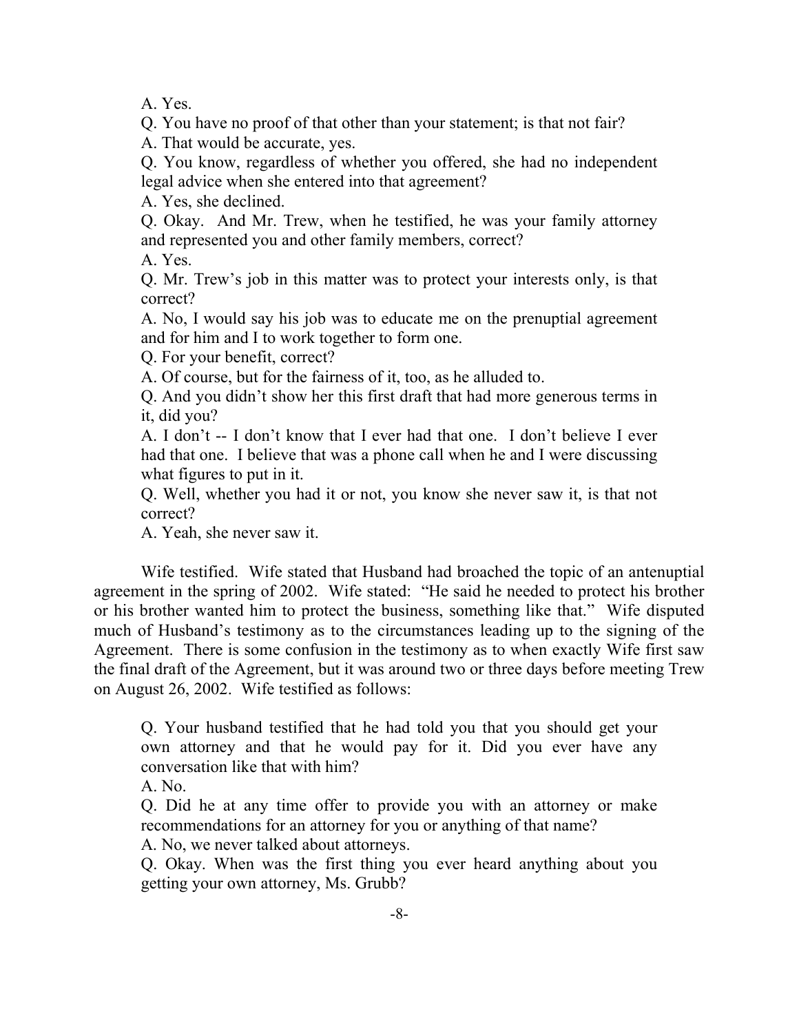A. Yes.

Q. You have no proof of that other than your statement; is that not fair?

A. That would be accurate, yes.

Q. You know, regardless of whether you offered, she had no independent legal advice when she entered into that agreement?

A. Yes, she declined.

Q. Okay. And Mr. Trew, when he testified, he was your family attorney and represented you and other family members, correct?

A. Yes.

Q. Mr. Trew's job in this matter was to protect your interests only, is that correct?

A. No, I would say his job was to educate me on the prenuptial agreement and for him and I to work together to form one.

Q. For your benefit, correct?

A. Of course, but for the fairness of it, too, as he alluded to.

Q. And you didn't show her this first draft that had more generous terms in it, did you?

A. I don't -- I don't know that I ever had that one. I don't believe I ever had that one. I believe that was a phone call when he and I were discussing what figures to put in it.

Q. Well, whether you had it or not, you know she never saw it, is that not correct?

A. Yeah, she never saw it.

Wife testified. Wife stated that Husband had broached the topic of an antenuptial agreement in the spring of 2002. Wife stated: "He said he needed to protect his brother or his brother wanted him to protect the business, something like that." Wife disputed much of Husband's testimony as to the circumstances leading up to the signing of the Agreement. There is some confusion in the testimony as to when exactly Wife first saw the final draft of the Agreement, but it was around two or three days before meeting Trew on August 26, 2002. Wife testified as follows:

Q. Your husband testified that he had told you that you should get your own attorney and that he would pay for it. Did you ever have any conversation like that with him?

A. No.

Q. Did he at any time offer to provide you with an attorney or make recommendations for an attorney for you or anything of that name?

A. No, we never talked about attorneys.

Q. Okay. When was the first thing you ever heard anything about you getting your own attorney, Ms. Grubb?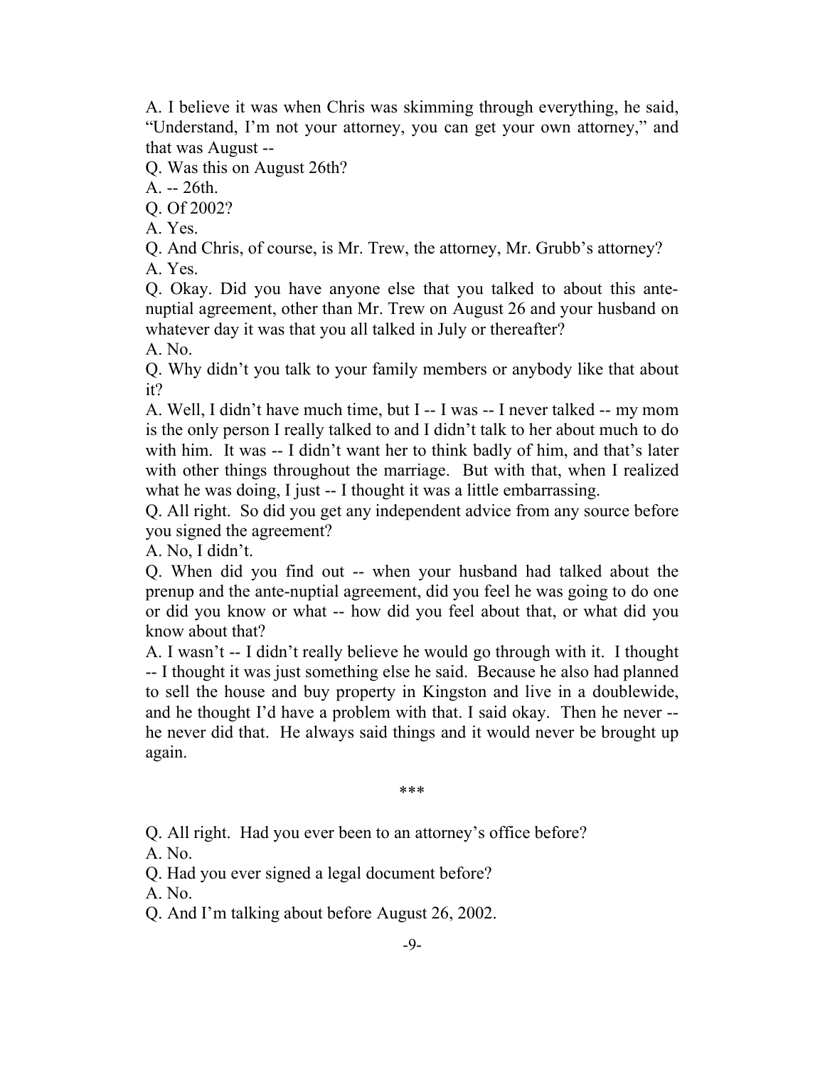A. I believe it was when Chris was skimming through everything, he said, "Understand, I'm not your attorney, you can get your own attorney," and that was August --

Q. Was this on August 26th?

A. -- 26th.

Q. Of 2002?

A. Yes.

Q. And Chris, of course, is Mr. Trew, the attorney, Mr. Grubb's attorney?

A. Yes.

Q. Okay. Did you have anyone else that you talked to about this ante-nuptial agreement, other than Mr. Trew on August 26 and your husband on whatever day it was that you all talked in July or thereafter?

A. No.

Q. Why didn't you talk to your family members or anybody like that about it?

A. Well, I didn't have much time, but I -- I was -- I never talked -- my mom is the only person I really talked to and I didn't talk to her about much to do with him. It was -- I didn't want her to think badly of him, and that's later with other things throughout the marriage. But with that, when I realized what he was doing, I just -- I thought it was a little embarrassing.

Q. All right. So did you get any independent advice from any source before you signed the agreement?

A. No, I didn't.

Q. When did you find out -- when your husband had talked about the prenup and the ante-nuptial agreement, did you feel he was going to do one or did you know or what -- how did you feel about that, or what did you know about that?

A. I wasn't -- I didn't really believe he would go through with it. I thought -- I thought it was just something else he said. Because he also had planned to sell the house and buy property in Kingston and live in a doublewide, and he thought I'd have a problem with that. I said okay. Then he never -- he never did that. He always said things and it would never be brought up again.

\*\*\*

Q. All right. Had you ever been to an attorney's office before?

A. No.

Q. Had you ever signed a legal document before?

A. No.

Q. And I'm talking about before August 26, 2002.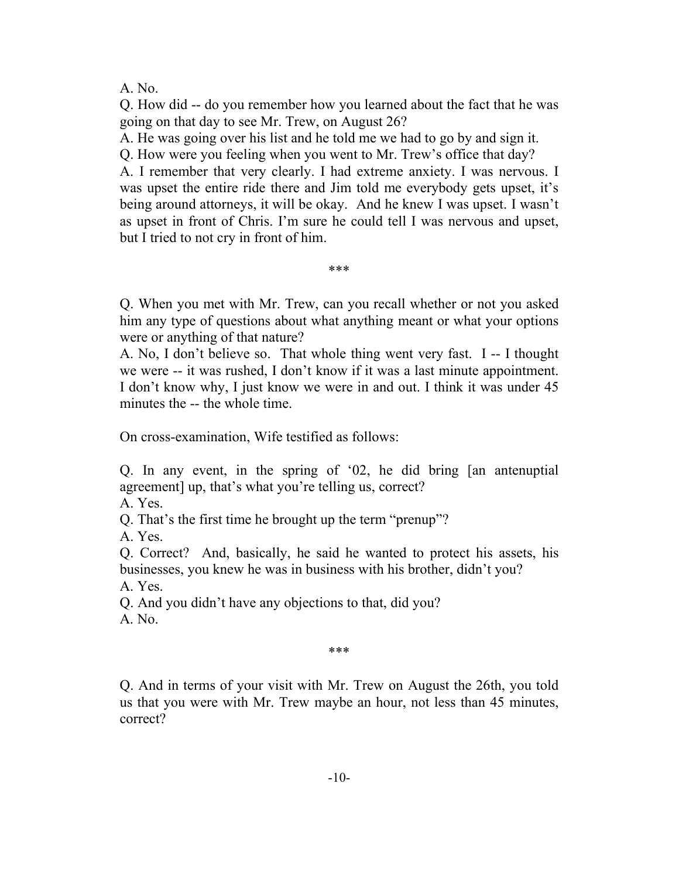A. No.

Q. How did -- do you remember how you learned about the fact that he was going on that day to see Mr. Trew, on August 26?

A. He was going over his list and he told me we had to go by and sign it.

Q. How were you feeling when you went to Mr. Trew's office that day?

A. I remember that very clearly. I had extreme anxiety. I was nervous. I was upset the entire ride there and Jim told me everybody gets upset, it's being around attorneys, it will be okay. And he knew I was upset. I wasn't as upset in front of Chris. I'm sure he could tell I was nervous and upset, but I tried to not cry in front of him.

\*\*\*

Q. When you met with Mr. Trew, can you recall whether or not you asked him any type of questions about what anything meant or what your options were or anything of that nature?

A. No, I don't believe so. That whole thing went very fast. I -- I thought we were -- it was rushed, I don't know if it was a last minute appointment. I don't know why, I just know we were in and out. I think it was under 45 minutes the -- the whole time.

On cross-examination, Wife testified as follows:

Q. In any event, in the spring of '02, he did bring [an antenuptial agreement] up, that's what you're telling us, correct?

A. Yes.

Q. That's the first time he brought up the term "prenup"?

A. Yes.

Q. Correct? And, basically, he said he wanted to protect his assets, his businesses, you knew he was in business with his brother, didn't you?

A. Yes.

Q. And you didn't have any objections to that, did you?

A. No.

\*\*\*

Q. And in terms of your visit with Mr. Trew on August the 26th, you told us that you were with Mr. Trew maybe an hour, not less than 45 minutes, correct?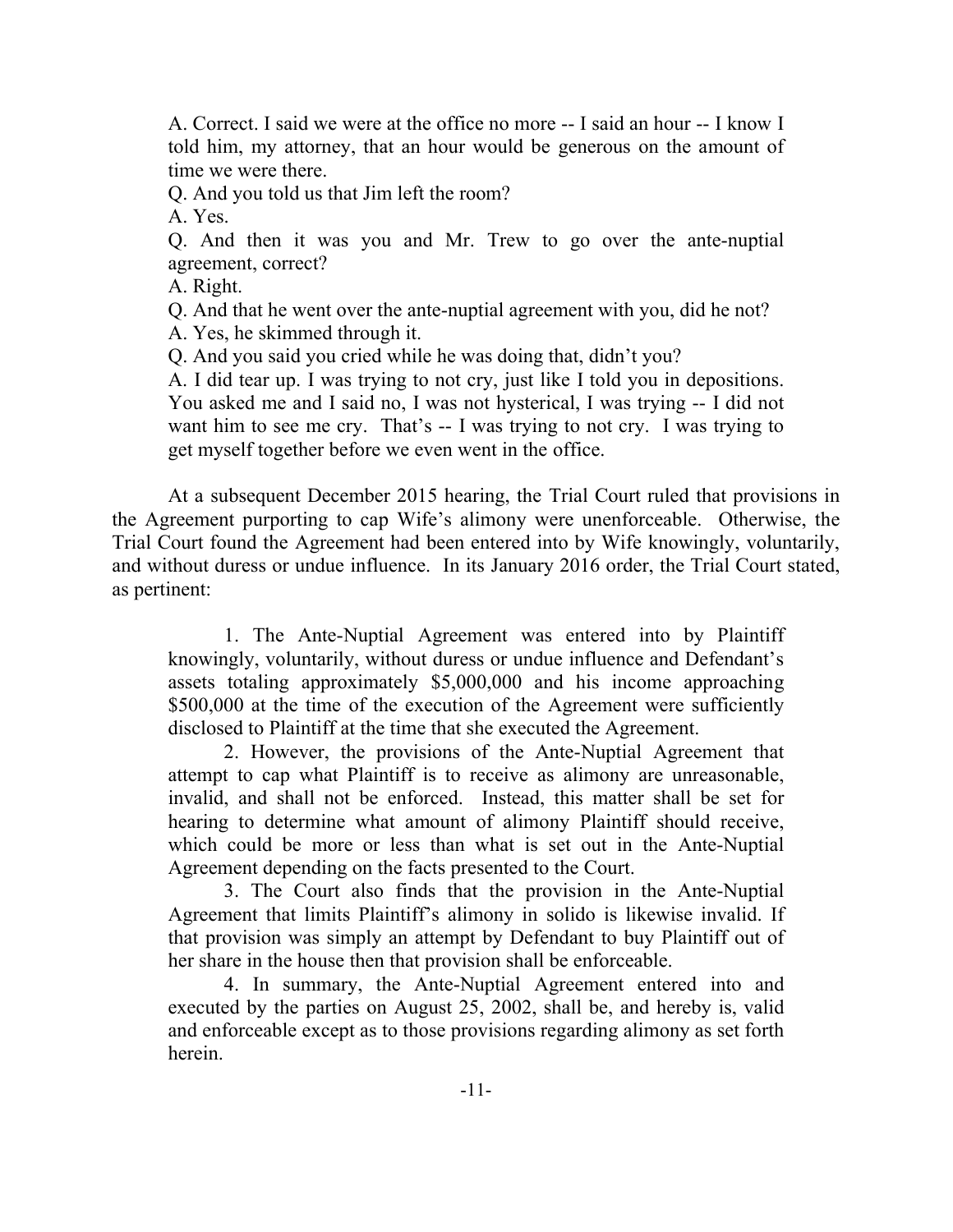A. Correct. I said we were at the office no more -- I said an hour -- I know I told him, my attorney, that an hour would be generous on the amount of time we were there.

Q. And you told us that Jim left the room?

A. Yes.

Q. And then it was you and Mr. Trew to go over the ante-nuptial agreement, correct?

A. Right.

Q. And that he went over the ante-nuptial agreement with you, did he not?

A. Yes, he skimmed through it.

Q. And you said you cried while he was doing that, didn't you?

A. I did tear up. I was trying to not cry, just like I told you in depositions. You asked me and I said no, I was not hysterical, I was trying -- I did not want him to see me cry. That's -- I was trying to not cry. I was trying to get myself together before we even went in the office.

At a subsequent December 2015 hearing, the Trial Court ruled that provisions in the Agreement purporting to cap Wife's alimony were unenforceable. Otherwise, the Trial Court found the Agreement had been entered into by Wife knowingly, voluntarily, and without duress or undue influence. In its January 2016 order, the Trial Court stated, as pertinent:

> 1. The Ante-Nuptial Agreement was entered into by Plaintiff knowingly, voluntarily, without duress or undue influence and Defendant's assets totaling approximately $5,000,000 and his income approaching $500,000 at the time of the execution of the Agreement were sufficiently disclosed to Plaintiff at the time that she executed the Agreement.
>
> 2. However, the provisions of the Ante-Nuptial Agreement that attempt to cap what Plaintiff is to receive as alimony are unreasonable, invalid, and shall not be enforced. Instead, this matter shall be set for hearing to determine what amount of alimony Plaintiff should receive, which could be more or less than what is set out in the Ante-Nuptial Agreement depending on the facts presented to the Court.
>
> 3. The Court also finds that the provision in the Ante-Nuptial Agreement that limits Plaintiff's alimony in solido is likewise invalid. If that provision was simply an attempt by Defendant to buy Plaintiff out of her share in the house then that provision shall be enforceable.
>
> 4. In summary, the Ante-Nuptial Agreement entered into and executed by the parties on August 25, 2002, shall be, and hereby is, valid and enforceable except as to those provisions regarding alimony as set forth herein.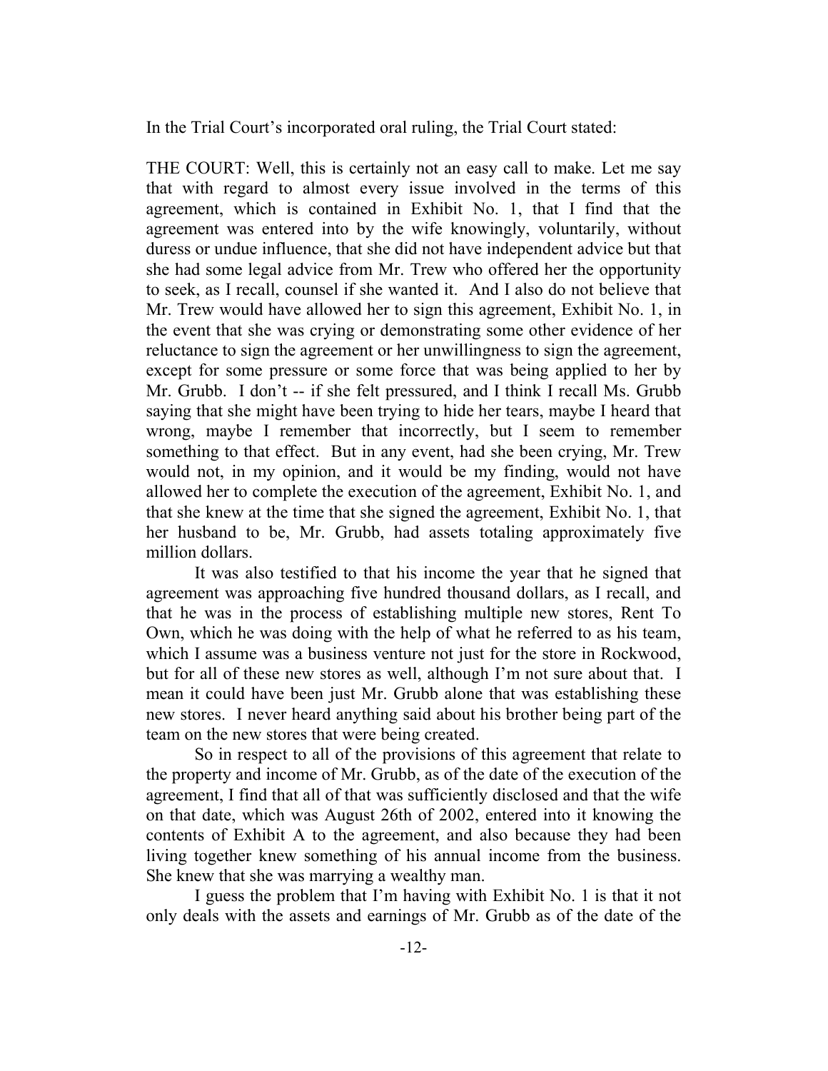In the Trial Court's incorporated oral ruling, the Trial Court stated:

THE COURT: Well, this is certainly not an easy call to make. Let me say that with regard to almost every issue involved in the terms of this agreement, which is contained in Exhibit No. 1, that I find that the agreement was entered into by the wife knowingly, voluntarily, without duress or undue influence, that she did not have independent advice but that she had some legal advice from Mr. Trew who offered her the opportunity to seek, as I recall, counsel if she wanted it. And I also do not believe that Mr. Trew would have allowed her to sign this agreement, Exhibit No. 1, in the event that she was crying or demonstrating some other evidence of her reluctance to sign the agreement or her unwillingness to sign the agreement, except for some pressure or some force that was being applied to her by Mr. Grubb. I don't -- if she felt pressured, and I think I recall Ms. Grubb saying that she might have been trying to hide her tears, maybe I heard that wrong, maybe I remember that incorrectly, but I seem to remember something to that effect. But in any event, had she been crying, Mr. Trew would not, in my opinion, and it would be my finding, would not have allowed her to complete the execution of the agreement, Exhibit No. 1, and that she knew at the time that she signed the agreement, Exhibit No. 1, that her husband to be, Mr. Grubb, had assets totaling approximately five million dollars.

It was also testified to that his income the year that he signed that agreement was approaching five hundred thousand dollars, as I recall, and that he was in the process of establishing multiple new stores, Rent To Own, which he was doing with the help of what he referred to as his team, which I assume was a business venture not just for the store in Rockwood, but for all of these new stores as well, although I'm not sure about that. I mean it could have been just Mr. Grubb alone that was establishing these new stores. I never heard anything said about his brother being part of the team on the new stores that were being created.

So in respect to all of the provisions of this agreement that relate to the property and income of Mr. Grubb, as of the date of the execution of the agreement, I find that all of that was sufficiently disclosed and that the wife on that date, which was August 26th of 2002, entered into it knowing the contents of Exhibit A to the agreement, and also because they had been living together knew something of his annual income from the business. She knew that she was marrying a wealthy man.

I guess the problem that I'm having with Exhibit No. 1 is that it not only deals with the assets and earnings of Mr. Grubb as of the date of the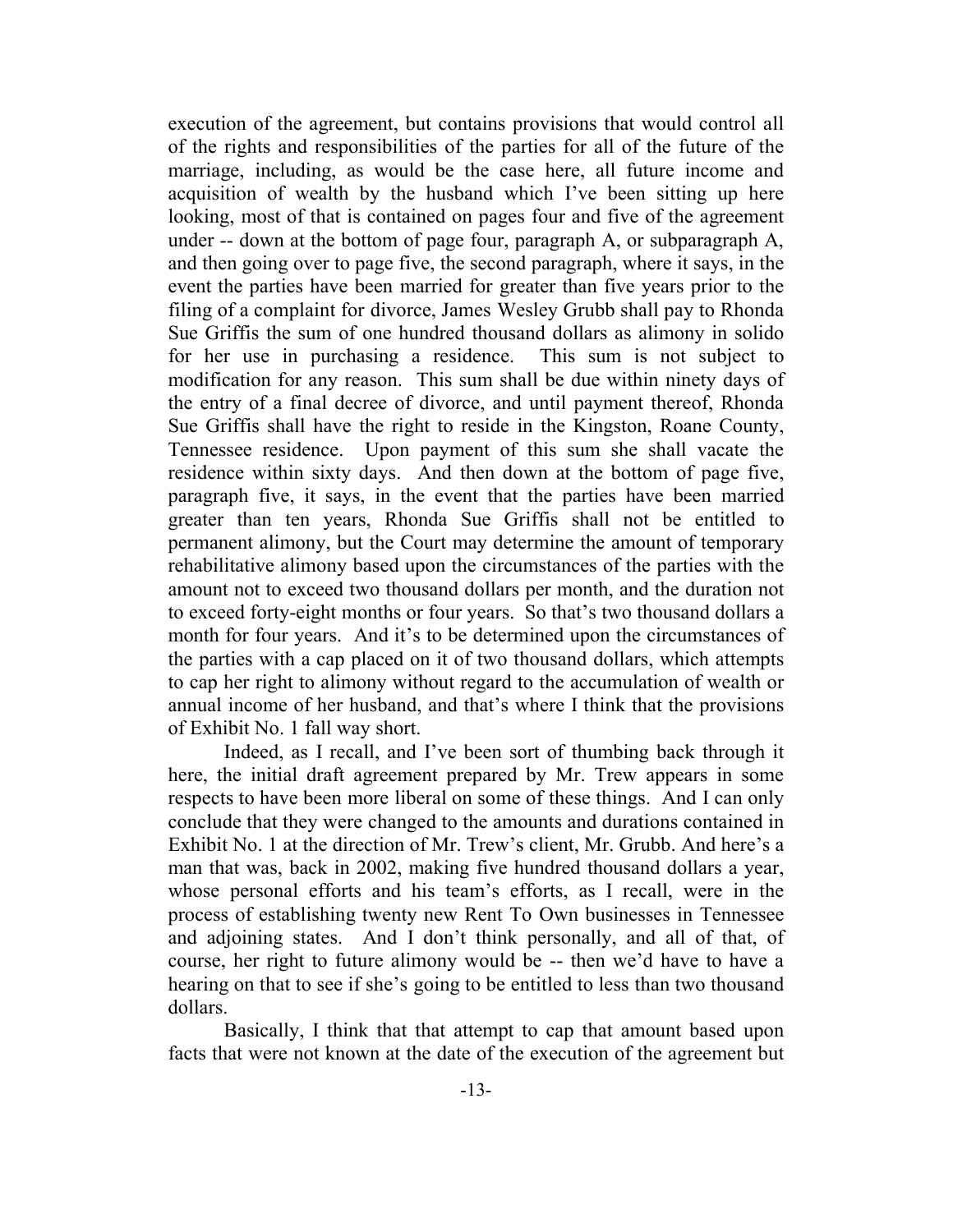execution of the agreement, but contains provisions that would control all of the rights and responsibilities of the parties for all of the future of the marriage, including, as would be the case here, all future income and acquisition of wealth by the husband which I've been sitting up here looking, most of that is contained on pages four and five of the agreement under -- down at the bottom of page four, paragraph A, or subparagraph A, and then going over to page five, the second paragraph, where it says, in the event the parties have been married for greater than five years prior to the filing of a complaint for divorce, James Wesley Grubb shall pay to Rhonda Sue Griffis the sum of one hundred thousand dollars as alimony in solido for her use in purchasing a residence. This sum is not subject to modification for any reason. This sum shall be due within ninety days of the entry of a final decree of divorce, and until payment thereof, Rhonda Sue Griffis shall have the right to reside in the Kingston, Roane County, Tennessee residence. Upon payment of this sum she shall vacate the residence within sixty days. And then down at the bottom of page five, paragraph five, it says, in the event that the parties have been married greater than ten years, Rhonda Sue Griffis shall not be entitled to permanent alimony, but the Court may determine the amount of temporary rehabilitative alimony based upon the circumstances of the parties with the amount not to exceed two thousand dollars per month, and the duration not to exceed forty-eight months or four years. So that's two thousand dollars a month for four years. And it's to be determined upon the circumstances of the parties with a cap placed on it of two thousand dollars, which attempts to cap her right to alimony without regard to the accumulation of wealth or annual income of her husband, and that's where I think that the provisions of Exhibit No. 1 fall way short.

Indeed, as I recall, and I've been sort of thumbing back through it here, the initial draft agreement prepared by Mr. Trew appears in some respects to have been more liberal on some of these things. And I can only conclude that they were changed to the amounts and durations contained in Exhibit No. 1 at the direction of Mr. Trew's client, Mr. Grubb. And here's a man that was, back in 2002, making five hundred thousand dollars a year, whose personal efforts and his team's efforts, as I recall, were in the process of establishing twenty new Rent To Own businesses in Tennessee and adjoining states. And I don't think personally, and all of that, of course, her right to future alimony would be -- then we'd have to have a hearing on that to see if she's going to be entitled to less than two thousand dollars.

Basically, I think that that attempt to cap that amount based upon facts that were not known at the date of the execution of the agreement but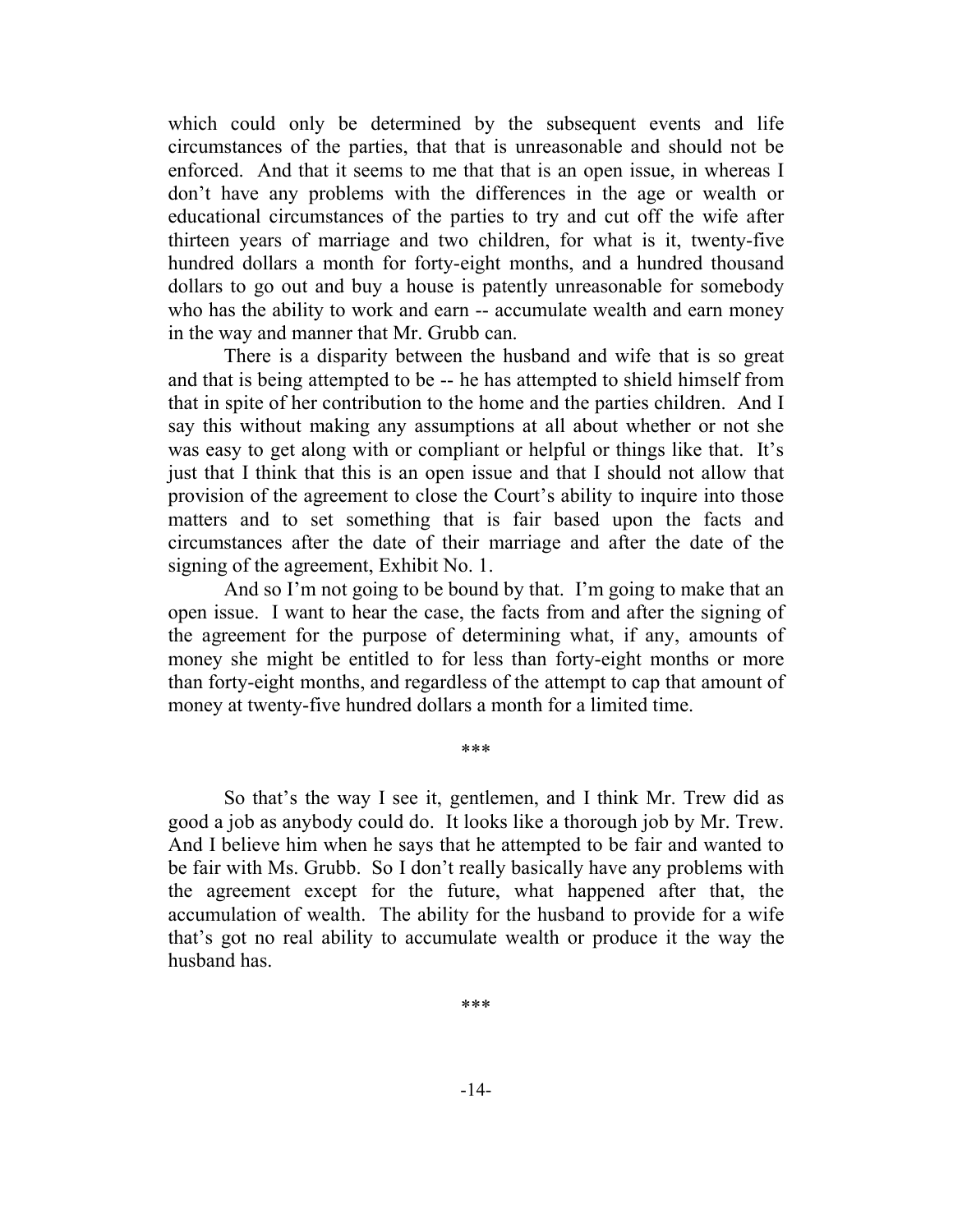which could only be determined by the subsequent events and life circumstances of the parties, that that is unreasonable and should not be enforced. And that it seems to me that that is an open issue, in whereas I don't have any problems with the differences in the age or wealth or educational circumstances of the parties to try and cut off the wife after thirteen years of marriage and two children, for what is it, twenty-five hundred dollars a month for forty-eight months, and a hundred thousand dollars to go out and buy a house is patently unreasonable for somebody who has the ability to work and earn -- accumulate wealth and earn money in the way and manner that Mr. Grubb can.

There is a disparity between the husband and wife that is so great and that is being attempted to be -- he has attempted to shield himself from that in spite of her contribution to the home and the parties children. And I say this without making any assumptions at all about whether or not she was easy to get along with or compliant or helpful or things like that. It's just that I think that this is an open issue and that I should not allow that provision of the agreement to close the Court's ability to inquire into those matters and to set something that is fair based upon the facts and circumstances after the date of their marriage and after the date of the signing of the agreement, Exhibit No. 1.

And so I'm not going to be bound by that. I'm going to make that an open issue. I want to hear the case, the facts from and after the signing of the agreement for the purpose of determining what, if any, amounts of money she might be entitled to for less than forty-eight months or more than forty-eight months, and regardless of the attempt to cap that amount of money at twenty-five hundred dollars a month for a limited time.

\*\*\*

So that's the way I see it, gentlemen, and I think Mr. Trew did as good a job as anybody could do. It looks like a thorough job by Mr. Trew. And I believe him when he says that he attempted to be fair and wanted to be fair with Ms. Grubb. So I don't really basically have any problems with the agreement except for the future, what happened after that, the accumulation of wealth. The ability for the husband to provide for a wife that's got no real ability to accumulate wealth or produce it the way the husband has.

\*\*\*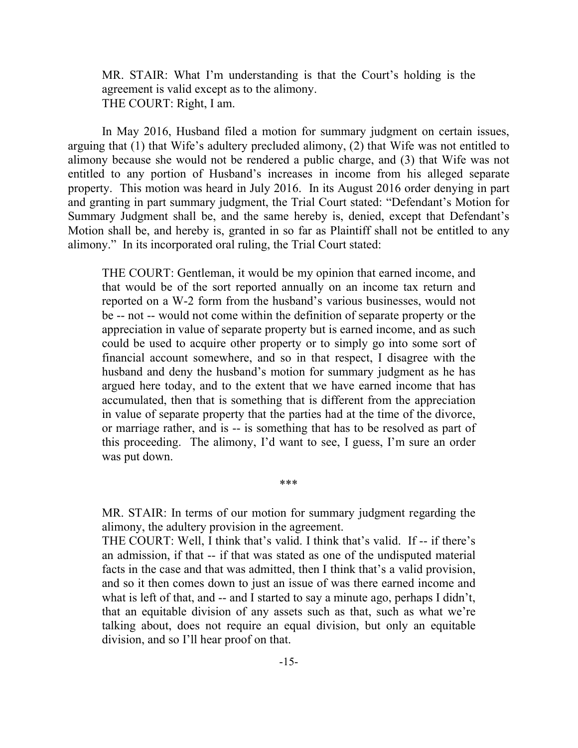> MR. STAIR: What I'm understanding is that the Court's holding is the agreement is valid except as to the alimony.
> THE COURT: Right, I am.

In May 2016, Husband filed a motion for summary judgment on certain issues, arguing that (1) that Wife's adultery precluded alimony, (2) that Wife was not entitled to alimony because she would not be rendered a public charge, and (3) that Wife was not entitled to any portion of Husband's increases in income from his alleged separate property. This motion was heard in July 2016. In its August 2016 order denying in part and granting in part summary judgment, the Trial Court stated: "Defendant's Motion for Summary Judgment shall be, and the same hereby is, denied, except that Defendant's Motion shall be, and hereby is, granted in so far as Plaintiff shall not be entitled to any alimony." In its incorporated oral ruling, the Trial Court stated:

> THE COURT: Gentleman, it would be my opinion that earned income, and that would be of the sort reported annually on an income tax return and reported on a W-2 form from the husband's various businesses, would not be -- not -- would not come within the definition of separate property or the appreciation in value of separate property but is earned income, and as such could be used to acquire other property or to simply go into some sort of financial account somewhere, and so in that respect, I disagree with the husband and deny the husband's motion for summary judgment as he has argued here today, and to the extent that we have earned income that has accumulated, then that is something that is different from the appreciation in value of separate property that the parties had at the time of the divorce, or marriage rather, and is -- is something that has to be resolved as part of this proceeding. The alimony, I'd want to see, I guess, I'm sure an order was put down.
>
> ***
>
> MR. STAIR: In terms of our motion for summary judgment regarding the alimony, the adultery provision in the agreement.
> THE COURT: Well, I think that's valid. I think that's valid. If -- if there's an admission, if that -- if that was stated as one of the undisputed material facts in the case and that was admitted, then I think that's a valid provision, and so it then comes down to just an issue of was there earned income and what is left of that, and -- and I started to say a minute ago, perhaps I didn't, that an equitable division of any assets such as that, such as what we're talking about, does not require an equal division, but only an equitable division, and so I'll hear proof on that.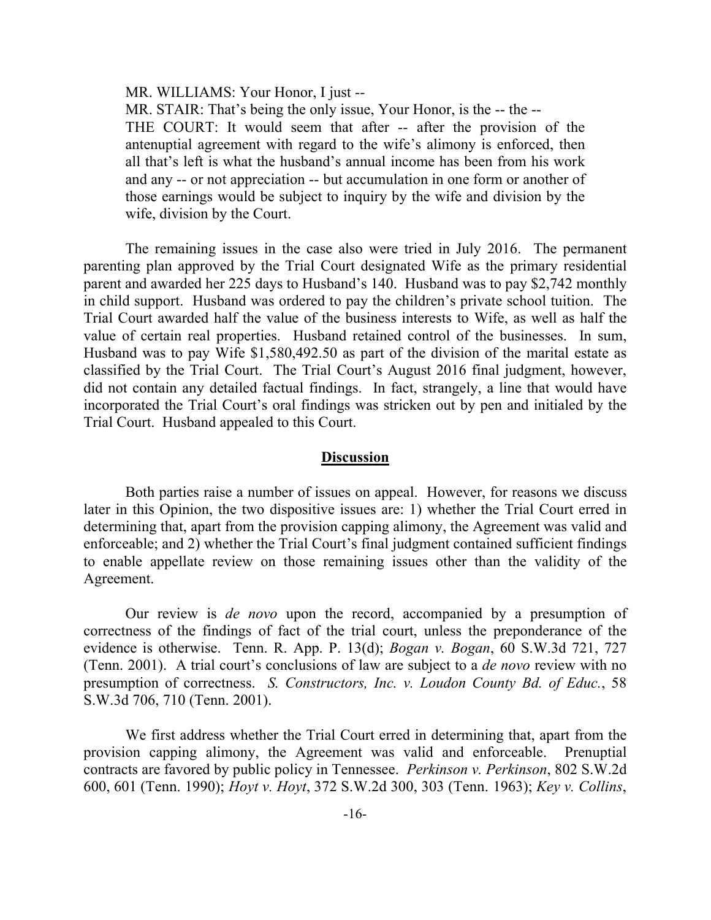MR. WILLIAMS: Your Honor, I just --

MR. STAIR: That's being the only issue, Your Honor, is the -- the --

THE COURT: It would seem that after -- after the provision of the antenuptial agreement with regard to the wife's alimony is enforced, then all that's left is what the husband's annual income has been from his work and any -- or not appreciation -- but accumulation in one form or another of those earnings would be subject to inquiry by the wife and division by the wife, division by the Court.

The remaining issues in the case also were tried in July 2016. The permanent parenting plan approved by the Trial Court designated Wife as the primary residential parent and awarded her 225 days to Husband's 140. Husband was to pay $2,742 monthly in child support. Husband was ordered to pay the children's private school tuition. The Trial Court awarded half the value of the business interests to Wife, as well as half the value of certain real properties. Husband retained control of the businesses. In sum, Husband was to pay Wife $1,580,492.50 as part of the division of the marital estate as classified by the Trial Court. The Trial Court's August 2016 final judgment, however, did not contain any detailed factual findings. In fact, strangely, a line that would have incorporated the Trial Court's oral findings was stricken out by pen and initialed by the Trial Court. Husband appealed to this Court.

## **Discussion**

Both parties raise a number of issues on appeal. However, for reasons we discuss later in this Opinion, the two dispositive issues are: 1) whether the Trial Court erred in determining that, apart from the provision capping alimony, the Agreement was valid and enforceable; and 2) whether the Trial Court's final judgment contained sufficient findings to enable appellate review on those remaining issues other than the validity of the Agreement.

Our review is *de novo* upon the record, accompanied by a presumption of correctness of the findings of fact of the trial court, unless the preponderance of the evidence is otherwise. Tenn. R. App. P. 13(d); *Bogan v. Bogan*, 60 S.W.3d 721, 727 (Tenn. 2001). A trial court's conclusions of law are subject to a *de novo* review with no presumption of correctness. *S. Constructors, Inc. v. Loudon County Bd. of Educ.*, 58 S.W.3d 706, 710 (Tenn. 2001).

We first address whether the Trial Court erred in determining that, apart from the provision capping alimony, the Agreement was valid and enforceable. Prenuptial contracts are favored by public policy in Tennessee. *Perkinson v. Perkinson*, 802 S.W.2d 600, 601 (Tenn. 1990); *Hoyt v. Hoyt*, 372 S.W.2d 300, 303 (Tenn. 1963); *Key v. Collins*,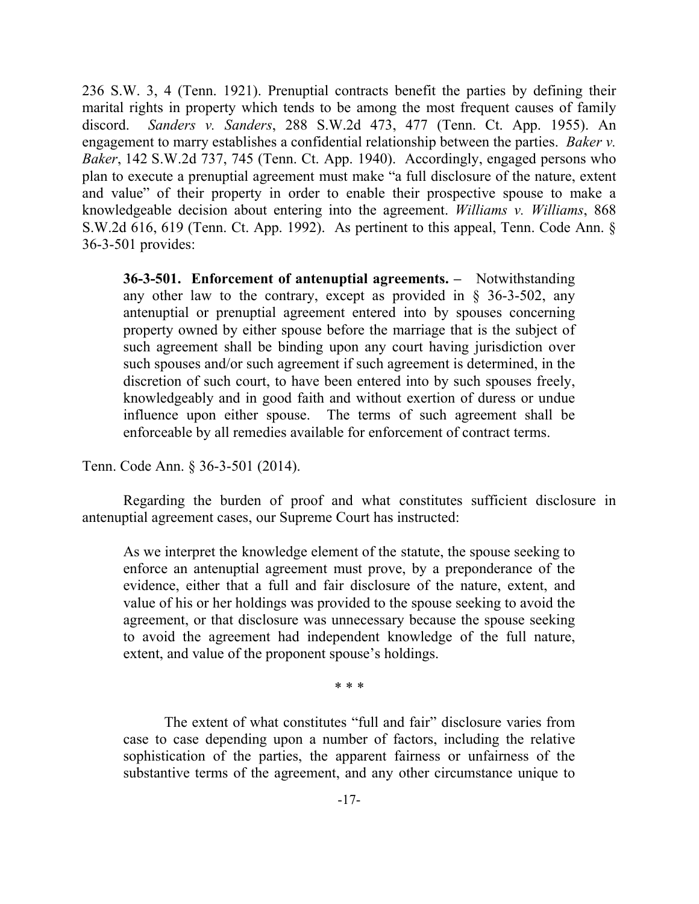236 S.W. 3, 4 (Tenn. 1921). Prenuptial contracts benefit the parties by defining their marital rights in property which tends to be among the most frequent causes of family discord. *Sanders v. Sanders*, 288 S.W.2d 473, 477 (Tenn. Ct. App. 1955). An engagement to marry establishes a confidential relationship between the parties. *Baker v. Baker*, 142 S.W.2d 737, 745 (Tenn. Ct. App. 1940). Accordingly, engaged persons who plan to execute a prenuptial agreement must make "a full disclosure of the nature, extent and value" of their property in order to enable their prospective spouse to make a knowledgeable decision about entering into the agreement. *Williams v. Williams*, 868 S.W.2d 616, 619 (Tenn. Ct. App. 1992). As pertinent to this appeal, Tenn. Code Ann. § 36-3-501 provides:

> **36-3-501. Enforcement of antenuptial agreements. –** Notwithstanding any other law to the contrary, except as provided in § 36-3-502, any antenuptial or prenuptial agreement entered into by spouses concerning property owned by either spouse before the marriage that is the subject of such agreement shall be binding upon any court having jurisdiction over such spouses and/or such agreement if such agreement is determined, in the discretion of such court, to have been entered into by such spouses freely, knowledgeably and in good faith and without exertion of duress or undue influence upon either spouse. The terms of such agreement shall be enforceable by all remedies available for enforcement of contract terms.

Tenn. Code Ann. § 36-3-501 (2014).

Regarding the burden of proof and what constitutes sufficient disclosure in antenuptial agreement cases, our Supreme Court has instructed:

> As we interpret the knowledge element of the statute, the spouse seeking to enforce an antenuptial agreement must prove, by a preponderance of the evidence, either that a full and fair disclosure of the nature, extent, and value of his or her holdings was provided to the spouse seeking to avoid the agreement, or that disclosure was unnecessary because the spouse seeking to avoid the agreement had independent knowledge of the full nature, extent, and value of the proponent spouse's holdings.
>
> \* \* \*
>
> The extent of what constitutes "full and fair" disclosure varies from case to case depending upon a number of factors, including the relative sophistication of the parties, the apparent fairness or unfairness of the substantive terms of the agreement, and any other circumstance unique to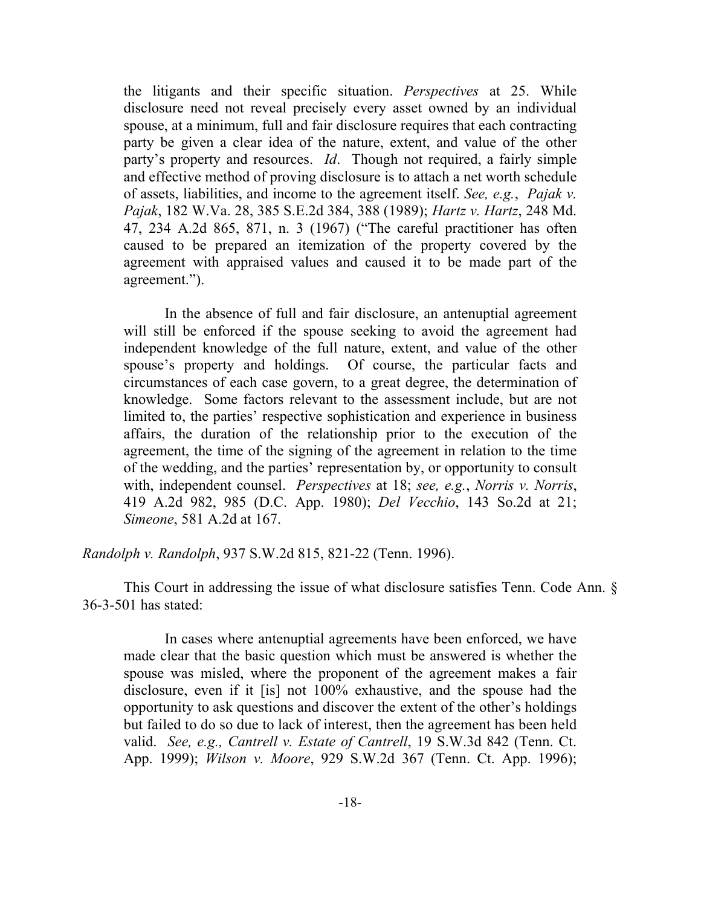> the litigants and their specific situation. *Perspectives* at 25. While disclosure need not reveal precisely every asset owned by an individual spouse, at a minimum, full and fair disclosure requires that each contracting party be given a clear idea of the nature, extent, and value of the other party's property and resources. *Id*. Though not required, a fairly simple and effective method of proving disclosure is to attach a net worth schedule of assets, liabilities, and income to the agreement itself. *See, e.g.*, *Pajak v. Pajak*, 182 W.Va. 28, 385 S.E.2d 384, 388 (1989); *Hartz v. Hartz*, 248 Md. 47, 234 A.2d 865, 871, n. 3 (1967) ("The careful practitioner has often caused to be prepared an itemization of the property covered by the agreement with appraised values and caused it to be made part of the agreement.").
>
> In the absence of full and fair disclosure, an antenuptial agreement will still be enforced if the spouse seeking to avoid the agreement had independent knowledge of the full nature, extent, and value of the other spouse's property and holdings. Of course, the particular facts and circumstances of each case govern, to a great degree, the determination of knowledge. Some factors relevant to the assessment include, but are not limited to, the parties' respective sophistication and experience in business affairs, the duration of the relationship prior to the execution of the agreement, the time of the signing of the agreement in relation to the time of the wedding, and the parties' representation by, or opportunity to consult with, independent counsel. *Perspectives* at 18; *see, e.g.*, *Norris v. Norris*, 419 A.2d 982, 985 (D.C. App. 1980); *Del Vecchio*, 143 So.2d at 21; *Simeone*, 581 A.2d at 167.

*Randolph v. Randolph*, 937 S.W.2d 815, 821-22 (Tenn. 1996).

This Court in addressing the issue of what disclosure satisfies Tenn. Code Ann. § 36-3-501 has stated:

> In cases where antenuptial agreements have been enforced, we have made clear that the basic question which must be answered is whether the spouse was misled, where the proponent of the agreement makes a fair disclosure, even if it [is] not 100% exhaustive, and the spouse had the opportunity to ask questions and discover the extent of the other's holdings but failed to do so due to lack of interest, then the agreement has been held valid. *See, e.g., Cantrell v. Estate of Cantrell*, 19 S.W.3d 842 (Tenn. Ct. App. 1999); *Wilson v. Moore*, 929 S.W.2d 367 (Tenn. Ct. App. 1996);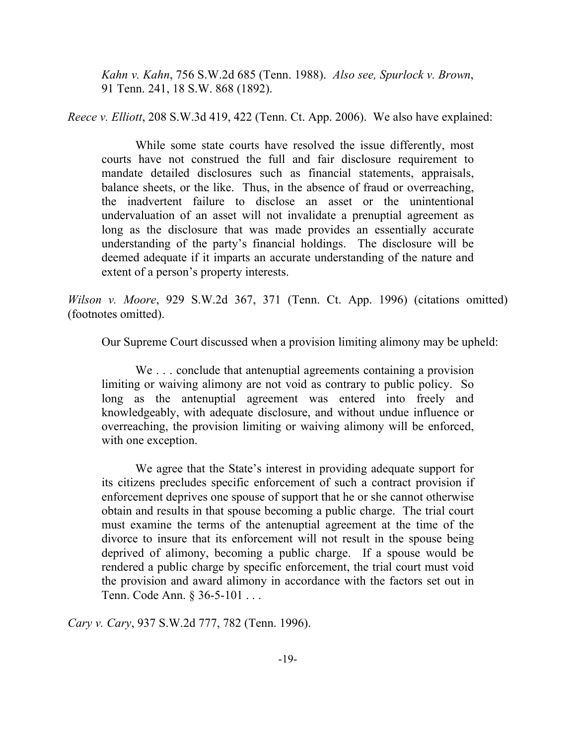*Kahn v. Kahn*, 756 S.W.2d 685 (Tenn. 1988). *Also see, Spurlock v. Brown*, 91 Tenn. 241, 18 S.W. 868 (1892).

*Reece v. Elliott*, 208 S.W.3d 419, 422 (Tenn. Ct. App. 2006). We also have explained:

> While some state courts have resolved the issue differently, most courts have not construed the full and fair disclosure requirement to mandate detailed disclosures such as financial statements, appraisals, balance sheets, or the like. Thus, in the absence of fraud or overreaching, the inadvertent failure to disclose an asset or the unintentional undervaluation of an asset will not invalidate a prenuptial agreement as long as the disclosure that was made provides an essentially accurate understanding of the party's financial holdings. The disclosure will be deemed adequate if it imparts an accurate understanding of the nature and extent of a person's property interests.

*Wilson v. Moore*, 929 S.W.2d 367, 371 (Tenn. Ct. App. 1996) (citations omitted) (footnotes omitted).

Our Supreme Court discussed when a provision limiting alimony may be upheld:

> We . . . conclude that antenuptial agreements containing a provision limiting or waiving alimony are not void as contrary to public policy. So long as the antenuptial agreement was entered into freely and knowledgeably, with adequate disclosure, and without undue influence or overreaching, the provision limiting or waiving alimony will be enforced, with one exception.
>
> We agree that the State's interest in providing adequate support for its citizens precludes specific enforcement of such a contract provision if enforcement deprives one spouse of support that he or she cannot otherwise obtain and results in that spouse becoming a public charge. The trial court must examine the terms of the antenuptial agreement at the time of the divorce to insure that its enforcement will not result in the spouse being deprived of alimony, becoming a public charge. If a spouse would be rendered a public charge by specific enforcement, the trial court must void the provision and award alimony in accordance with the factors set out in Tenn. Code Ann. § 36-5-101 . . .

*Cary v. Cary*, 937 S.W.2d 777, 782 (Tenn. 1996).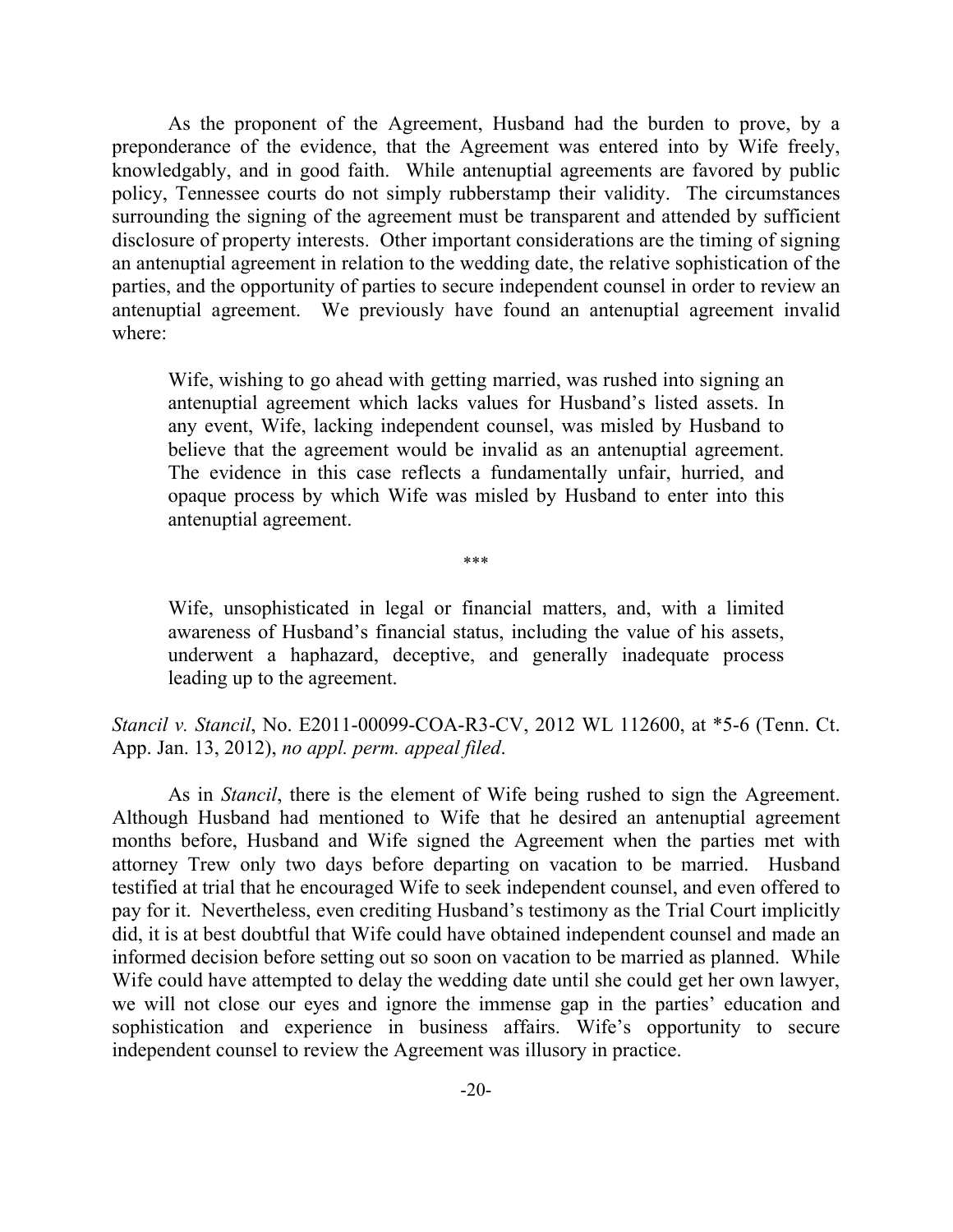As the proponent of the Agreement, Husband had the burden to prove, by a preponderance of the evidence, that the Agreement was entered into by Wife freely, knowledgably, and in good faith. While antenuptial agreements are favored by public policy, Tennessee courts do not simply rubberstamp their validity. The circumstances surrounding the signing of the agreement must be transparent and attended by sufficient disclosure of property interests. Other important considerations are the timing of signing an antenuptial agreement in relation to the wedding date, the relative sophistication of the parties, and the opportunity of parties to secure independent counsel in order to review an antenuptial agreement. We previously have found an antenuptial agreement invalid where:

> Wife, wishing to go ahead with getting married, was rushed into signing an antenuptial agreement which lacks values for Husband's listed assets. In any event, Wife, lacking independent counsel, was misled by Husband to believe that the agreement would be invalid as an antenuptial agreement. The evidence in this case reflects a fundamentally unfair, hurried, and opaque process by which Wife was misled by Husband to enter into this antenuptial agreement.
>
> \*\*\*
>
> Wife, unsophisticated in legal or financial matters, and, with a limited awareness of Husband's financial status, including the value of his assets, underwent a haphazard, deceptive, and generally inadequate process leading up to the agreement.

*Stancil v. Stancil*, No. E2011-00099-COA-R3-CV, 2012 WL 112600, at \*5-6 (Tenn. Ct. App. Jan. 13, 2012), *no appl. perm. appeal filed*.

As in *Stancil*, there is the element of Wife being rushed to sign the Agreement. Although Husband had mentioned to Wife that he desired an antenuptial agreement months before, Husband and Wife signed the Agreement when the parties met with attorney Trew only two days before departing on vacation to be married. Husband testified at trial that he encouraged Wife to seek independent counsel, and even offered to pay for it. Nevertheless, even crediting Husband's testimony as the Trial Court implicitly did, it is at best doubtful that Wife could have obtained independent counsel and made an informed decision before setting out so soon on vacation to be married as planned. While Wife could have attempted to delay the wedding date until she could get her own lawyer, we will not close our eyes and ignore the immense gap in the parties' education and sophistication and experience in business affairs. Wife's opportunity to secure independent counsel to review the Agreement was illusory in practice.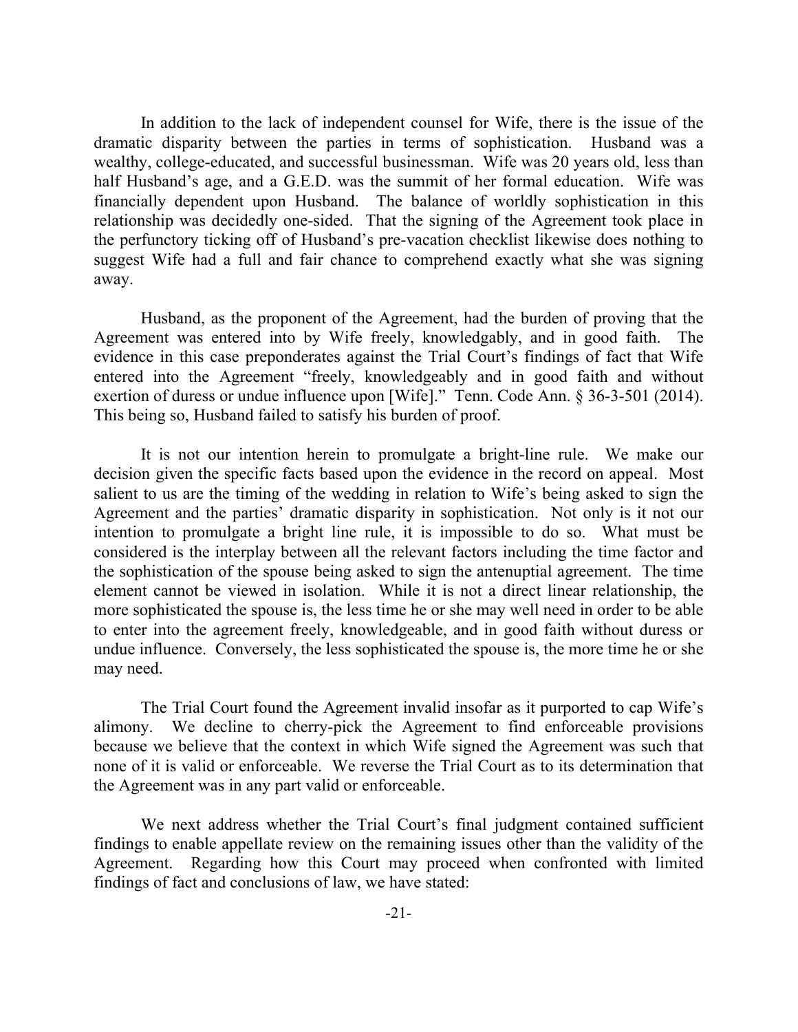In addition to the lack of independent counsel for Wife, there is the issue of the dramatic disparity between the parties in terms of sophistication. Husband was a wealthy, college-educated, and successful businessman. Wife was 20 years old, less than half Husband's age, and a G.E.D. was the summit of her formal education. Wife was financially dependent upon Husband. The balance of worldly sophistication in this relationship was decidedly one-sided. That the signing of the Agreement took place in the perfunctory ticking off of Husband's pre-vacation checklist likewise does nothing to suggest Wife had a full and fair chance to comprehend exactly what she was signing away.

Husband, as the proponent of the Agreement, had the burden of proving that the Agreement was entered into by Wife freely, knowledgably, and in good faith. The evidence in this case preponderates against the Trial Court's findings of fact that Wife entered into the Agreement "freely, knowledgeably and in good faith and without exertion of duress or undue influence upon [Wife]." Tenn. Code Ann. § 36-3-501 (2014). This being so, Husband failed to satisfy his burden of proof.

It is not our intention herein to promulgate a bright-line rule. We make our decision given the specific facts based upon the evidence in the record on appeal. Most salient to us are the timing of the wedding in relation to Wife's being asked to sign the Agreement and the parties' dramatic disparity in sophistication. Not only is it not our intention to promulgate a bright line rule, it is impossible to do so. What must be considered is the interplay between all the relevant factors including the time factor and the sophistication of the spouse being asked to sign the antenuptial agreement. The time element cannot be viewed in isolation. While it is not a direct linear relationship, the more sophisticated the spouse is, the less time he or she may well need in order to be able to enter into the agreement freely, knowledgeable, and in good faith without duress or undue influence. Conversely, the less sophisticated the spouse is, the more time he or she may need.

The Trial Court found the Agreement invalid insofar as it purported to cap Wife's alimony. We decline to cherry-pick the Agreement to find enforceable provisions because we believe that the context in which Wife signed the Agreement was such that none of it is valid or enforceable. We reverse the Trial Court as to its determination that the Agreement was in any part valid or enforceable.

We next address whether the Trial Court's final judgment contained sufficient findings to enable appellate review on the remaining issues other than the validity of the Agreement. Regarding how this Court may proceed when confronted with limited findings of fact and conclusions of law, we have stated: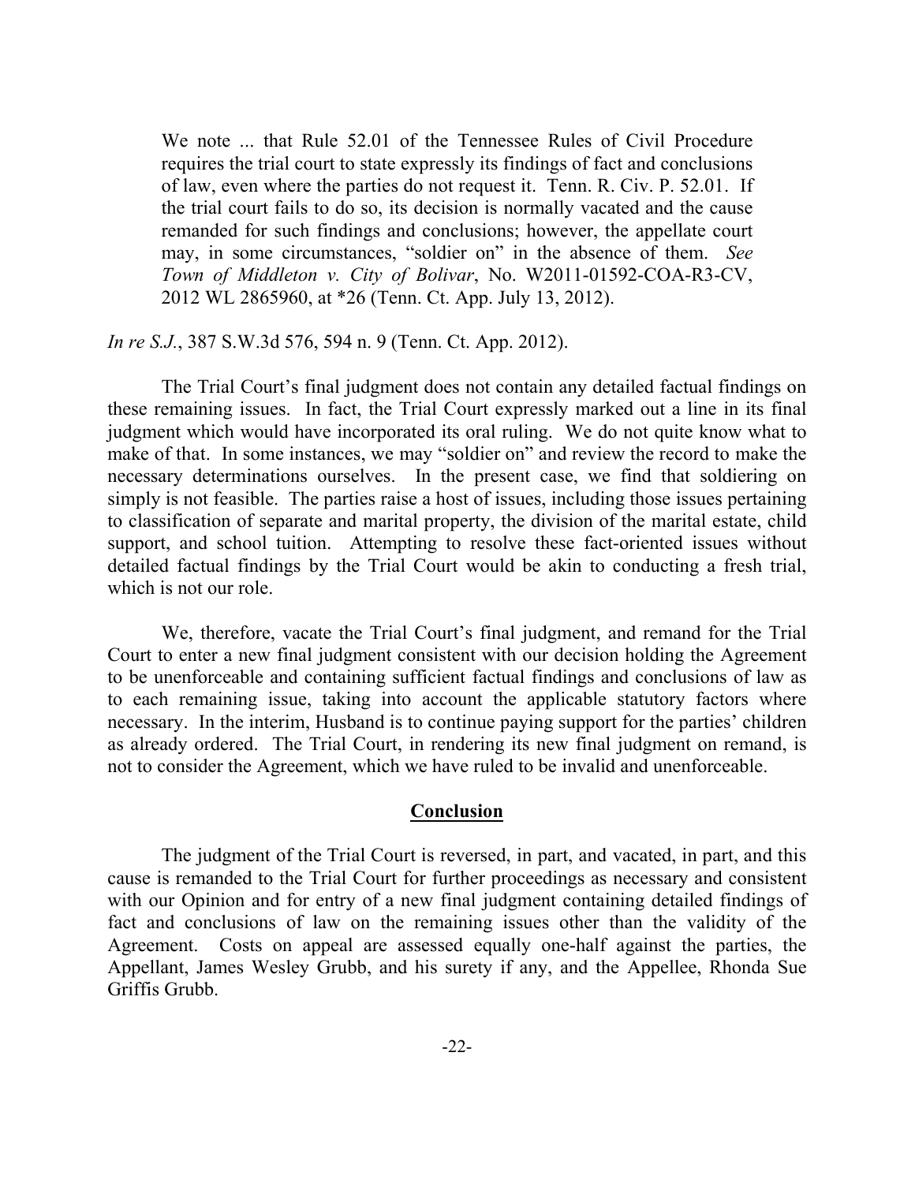> We note ... that Rule 52.01 of the Tennessee Rules of Civil Procedure requires the trial court to state expressly its findings of fact and conclusions of law, even where the parties do not request it. Tenn. R. Civ. P. 52.01. If the trial court fails to do so, its decision is normally vacated and the cause remanded for such findings and conclusions; however, the appellate court may, in some circumstances, "soldier on" in the absence of them. *See Town of Middleton v. City of Bolivar*, No. W2011-01592-COA-R3-CV, 2012 WL 2865960, at *26 (Tenn. Ct. App. July 13, 2012).

*In re S.J.*, 387 S.W.3d 576, 594 n. 9 (Tenn. Ct. App. 2012).

The Trial Court's final judgment does not contain any detailed factual findings on these remaining issues. In fact, the Trial Court expressly marked out a line in its final judgment which would have incorporated its oral ruling. We do not quite know what to make of that. In some instances, we may "soldier on" and review the record to make the necessary determinations ourselves. In the present case, we find that soldiering on simply is not feasible. The parties raise a host of issues, including those issues pertaining to classification of separate and marital property, the division of the marital estate, child support, and school tuition. Attempting to resolve these fact-oriented issues without detailed factual findings by the Trial Court would be akin to conducting a fresh trial, which is not our role.

We, therefore, vacate the Trial Court's final judgment, and remand for the Trial Court to enter a new final judgment consistent with our decision holding the Agreement to be unenforceable and containing sufficient factual findings and conclusions of law as to each remaining issue, taking into account the applicable statutory factors where necessary. In the interim, Husband is to continue paying support for the parties' children as already ordered. The Trial Court, in rendering its new final judgment on remand, is not to consider the Agreement, which we have ruled to be invalid and unenforceable.

## Conclusion

The judgment of the Trial Court is reversed, in part, and vacated, in part, and this cause is remanded to the Trial Court for further proceedings as necessary and consistent with our Opinion and for entry of a new final judgment containing detailed findings of fact and conclusions of law on the remaining issues other than the validity of the Agreement. Costs on appeal are assessed equally one-half against the parties, the Appellant, James Wesley Grubb, and his surety if any, and the Appellee, Rhonda Sue Griffis Grubb.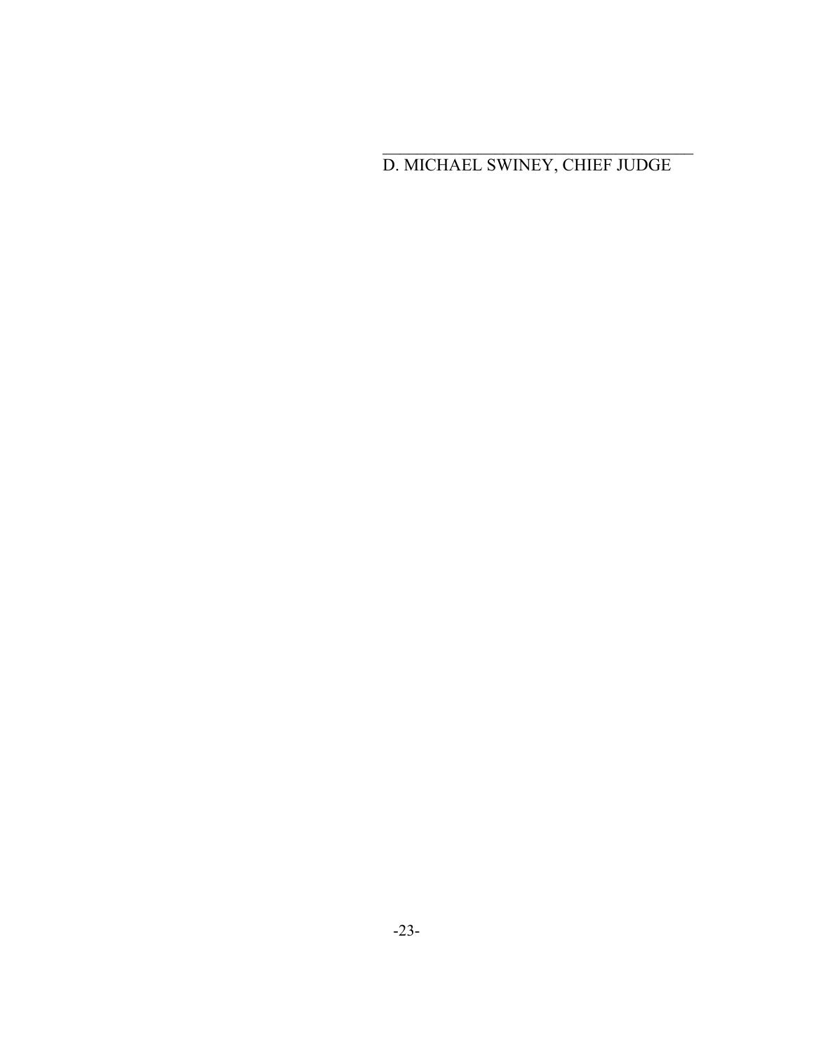\_\_\_\_\_\_\_\_\_\_\_\_\_\_\_\_\_\_\_\_\_\_\_\_\_\_\_\_\_\_\_\_\_\_\_\_\_\_\_

D. MICHAEL SWINEY, CHIEF JUDGE